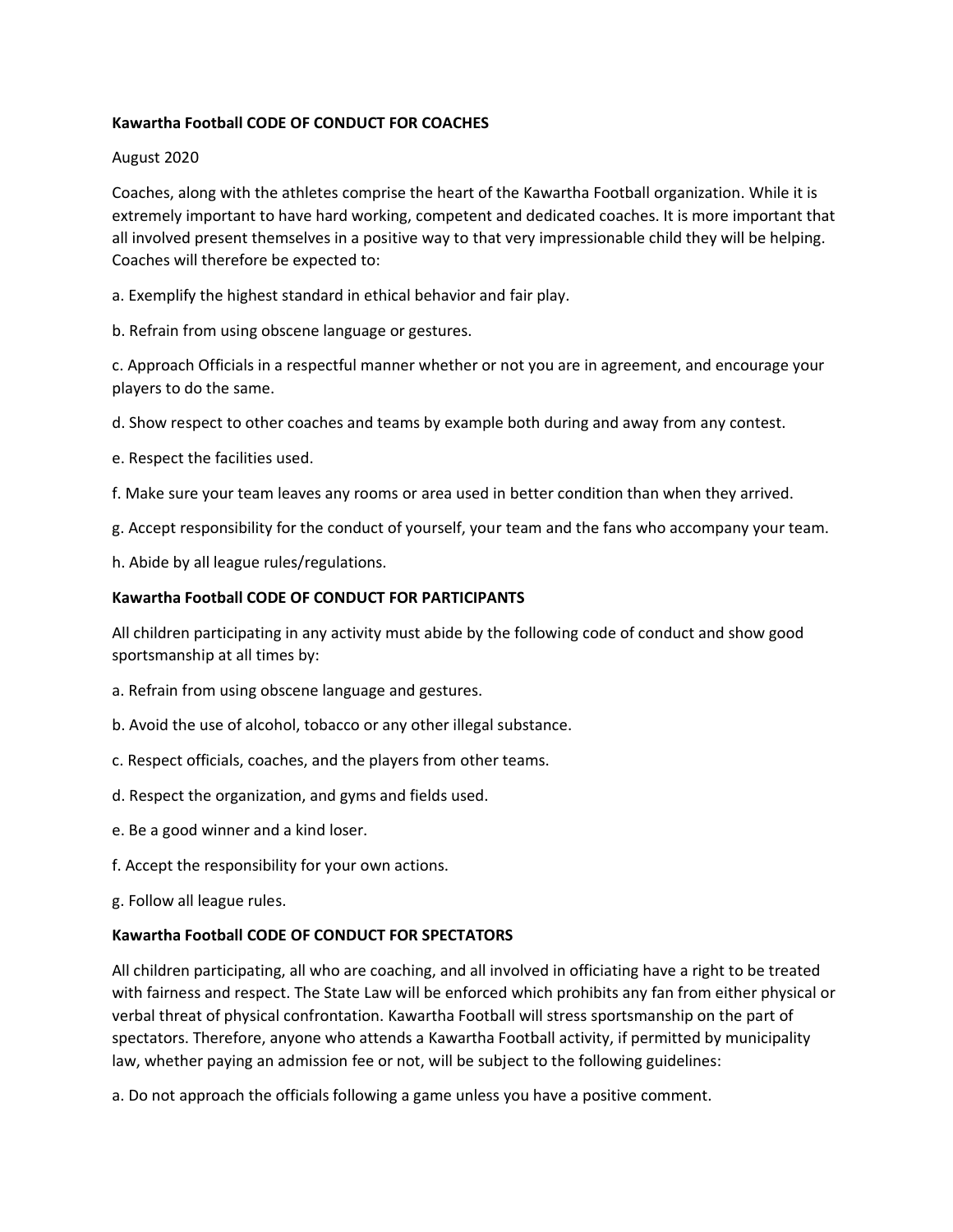**Kawartha Football CODE OF CONDUCT FOR COACHES**

August 2020

Coaches, along with the athletes comprise the heart of the Kawartha Football organization. While it is extremely important to have hard working, competent and dedicated coaches. It is more important that all involved present themselves in a positive way to that very impressionable child they will be helping. Coaches will therefore be expected to:

a. Exemplify the highest standard in ethical behavior and fair play.

b. Refrain from using obscene language or gestures.

c. Approach Officials in a respectful manner whether or not you are in agreement, and encourage your players to do the same.

d. Show respect to other coaches and teams by example both during and away from any contest.

e. Respect the facilities used.

f. Make sure your team leaves any rooms or area used in better condition than when they arrived.

g. Accept responsibility for the conduct of yourself, your team and the fans who accompany your team.

h. Abide by all league rules/regulations.

**Kawartha Football CODE OF CONDUCT FOR PARTICIPANTS**

All children participating in any activity must abide by the following code of conduct and show good sportsmanship at all times by:

a. Refrain from using obscene language and gestures.

b. Avoid the use of alcohol, tobacco or any other illegal substance.

c. Respect officials, coaches, and the players from other teams.

d. Respect the organization, and gyms and fields used.

e. Be a good winner and a kind loser.

f. Accept the responsibility for your own actions.

g. Follow all league rules.

**Kawartha Football CODE OF CONDUCT FOR SPECTATORS**

All children participating, all who are coaching, and all involved in officiating have a right to be treated with fairness and respect. The State Law will be enforced which prohibits any fan from either physical or verbal threat of physical confrontation. Kawartha Football will stress sportsmanship on the part of spectators. Therefore, anyone who attends a Kawartha Football activity, if permitted by municipality law, whether paying an admission fee or not, will be subject to the following guidelines:

a. Do not approach the officials following a game unless you have a positive comment.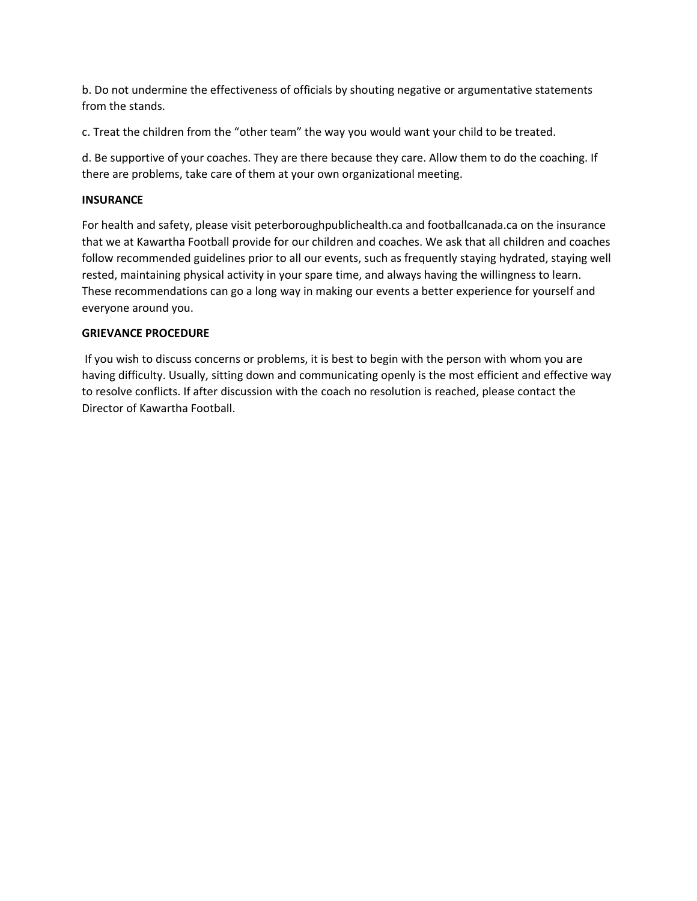b. Do not undermine the effectiveness of officials by shouting negative or argumentative statements from the stands.

c. Treat the children from the "other team" the way you would want your child to be treated.

d. Be supportive of your coaches. They are there because they care. Allow them to do the coaching. If there are problems, take care of them at your own organizational meeting.

**INSURANCE**

For health and safety, please visit peterboroughpublichealth.ca and footballcanada.ca on the insurance that we at Kawartha Football provide for our children and coaches. We ask that all children and coaches follow recommended guidelines prior to all our events, such as frequently staying hydrated, staying well rested, maintaining physical activity in your spare time, and always having the willingness to learn. These recommendations can go a long way in making our events a better experience for yourself and everyone around you.

**GRIEVANCE PROCEDURE**

If you wish to discuss concerns or problems, it is best to begin with the person with whom you are having difficulty. Usually, sitting down and communicating openly is the most efficient and effective way to resolve conflicts. If after discussion with the coach no resolution is reached, please contact the Director of Kawartha Football.